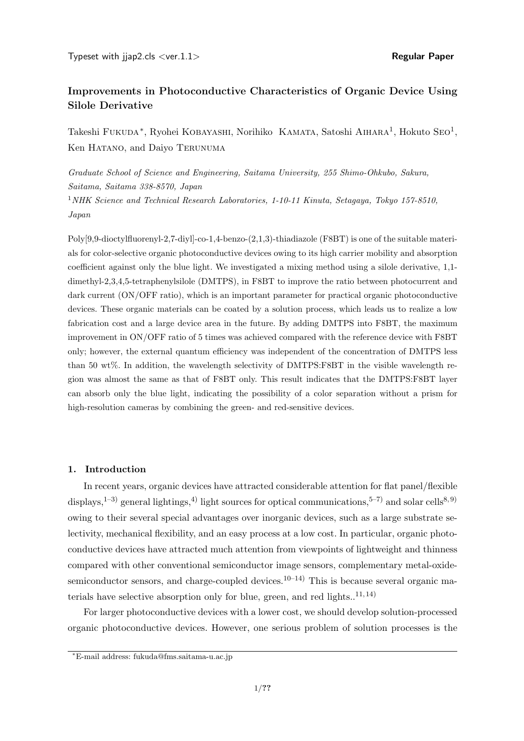Regular Paper

# Improvements in Photoconductive Characteristics of Organic Device Using Silole Derivative

Takeshi Fukuda*, Ryohei Kobayashi, Norihiko Kamata, Satoshi Aihara[1], Hokuto Seo[1], Ken Hatano, and Daiyo Terunuma

*Graduate School of Science and Engineering, Saitama University, 255 Shimo-Ohkubo, Sakura, Saitama, Saitama 338-8570, Japan*

[1]*NHK Science and Technical Research Laboratories, 1-10-11 Kinuta, Setagaya, Tokyo 157-8510, Japan*

Poly[9,9-dioctylfluorenyl-2,7-diyl]-co-1,4-benzo-(2,1,3)-thiadiazole (F8BT) is one of the suitable materials for color-selective organic photoconductive devices owing to its high carrier mobility and absorption coefficient against only the blue light. We investigated a mixing method using a silole derivative, 1,1-dimethyl-2,3,4,5-tetraphenylsilole (DMTPS), in F8BT to improve the ratio between photocurrent and dark current (ON/OFF ratio), which is an important parameter for practical organic photoconductive devices. These organic materials can be coated by a solution process, which leads us to realize a low fabrication cost and a large device area in the future. By adding DMTPS into F8BT, the maximum improvement in ON/OFF ratio of 5 times was achieved compared with the reference device with F8BT only; however, the external quantum efficiency was independent of the concentration of DMTPS less than 50 wt%. In addition, the wavelength selectivity of DMTPS:F8BT in the visible wavelength region was almost the same as that of F8BT only. This result indicates that the DMTPS:F8BT layer can absorb only the blue light, indicating the possibility of a color separation without a prism for high-resolution cameras by combining the green- and red-sensitive devices.

## 1. Introduction

In recent years, organic devices have attracted considerable attention for flat panel/flexible displays,[1–3] general lightings,[4] light sources for optical communications,[5–7] and solar cells[8,9] owing to their several special advantages over inorganic devices, such as a large substrate selectivity, mechanical flexibility, and an easy process at a low cost. In particular, organic photoconductive devices have attracted much attention from viewpoints of lightweight and thinness compared with other conventional semiconductor image sensors, complementary metal-oxide-semiconductor sensors, and charge-coupled devices.[10–14] This is because several organic materials have selective absorption only for blue, green, and red lights..[11,14]

For larger photoconductive devices with a lower cost, we should develop solution-processed organic photoconductive devices. However, one serious problem of solution processes is the

*E-mail address: fukuda@fms.saitama-u.ac.jp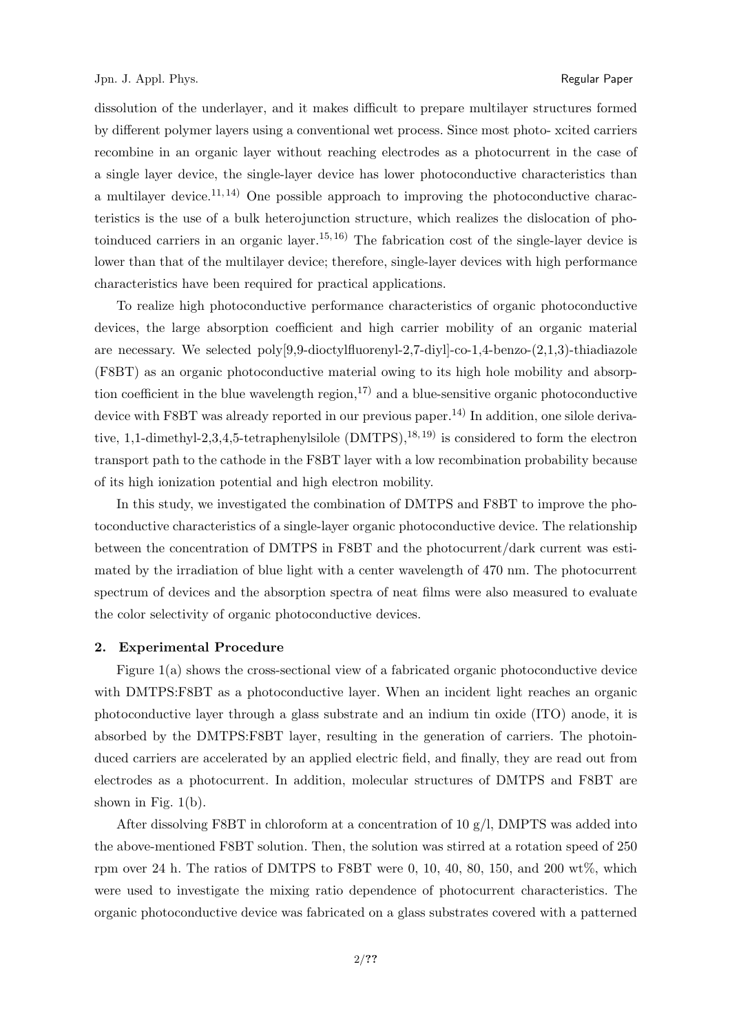dissolution of the underlayer, and it makes difficult to prepare multilayer structures formed by different polymer layers using a conventional wet process. Since most photo- xcited carriers recombine in an organic layer without reaching electrodes as a photocurrent in the case of a single layer device, the single-layer device has lower photoconductive characteristics than a multilayer device.[11,14] One possible approach to improving the photoconductive characteristics is the use of a bulk heterojunction structure, which realizes the dislocation of photoinduced carriers in an organic layer.[15,16] The fabrication cost of the single-layer device is lower than that of the multilayer device; therefore, single-layer devices with high performance characteristics have been required for practical applications.

To realize high photoconductive performance characteristics of organic photoconductive devices, the large absorption coefficient and high carrier mobility of an organic material are necessary. We selected poly[9,9-dioctylfluorenyl-2,7-diyl]-co-1,4-benzo-(2,1,3)-thiadiazole (F8BT) as an organic photoconductive material owing to its high hole mobility and absorption coefficient in the blue wavelength region,[17] and a blue-sensitive organic photoconductive device with F8BT was already reported in our previous paper.[14] In addition, one silole derivative, 1,1-dimethyl-2,3,4,5-tetraphenylsilole (DMTPS),[18,19] is considered to form the electron transport path to the cathode in the F8BT layer with a low recombination probability because of its high ionization potential and high electron mobility.

In this study, we investigated the combination of DMTPS and F8BT to improve the photoconductive characteristics of a single-layer organic photoconductive device. The relationship between the concentration of DMTPS in F8BT and the photocurrent/dark current was estimated by the irradiation of blue light with a center wavelength of 470 nm. The photocurrent spectrum of devices and the absorption spectra of neat films were also measured to evaluate the color selectivity of organic photoconductive devices.

## 2. Experimental Procedure

Figure 1(a) shows the cross-sectional view of a fabricated organic photoconductive device with DMTPS:F8BT as a photoconductive layer. When an incident light reaches an organic photoconductive layer through a glass substrate and an indium tin oxide (ITO) anode, it is absorbed by the DMTPS:F8BT layer, resulting in the generation of carriers. The photoinduced carriers are accelerated by an applied electric field, and finally, they are read out from electrodes as a photocurrent. In addition, molecular structures of DMTPS and F8BT are shown in Fig. 1(b).

After dissolving F8BT in chloroform at a concentration of 10 g/l, DMPTS was added into the above-mentioned F8BT solution. Then, the solution was stirred at a rotation speed of 250 rpm over 24 h. The ratios of DMTPS to F8BT were 0, 10, 40, 80, 150, and 200 wt%, which were used to investigate the mixing ratio dependence of photocurrent characteristics. The organic photoconductive device was fabricated on a glass substrates covered with a patterned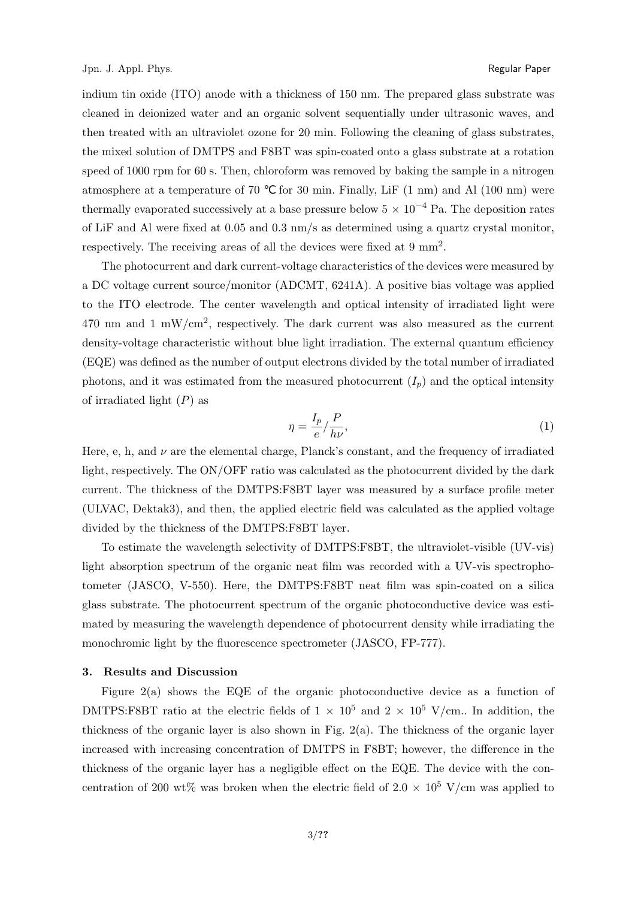indium tin oxide (ITO) anode with a thickness of 150 nm. The prepared glass substrate was cleaned in deionized water and an organic solvent sequentially under ultrasonic waves, and then treated with an ultraviolet ozone for 20 min. Following the cleaning of glass substrates, the mixed solution of DMTPS and F8BT was spin-coated onto a glass substrate at a rotation speed of 1000 rpm for 60 s. Then, chloroform was removed by baking the sample in a nitrogen atmosphere at a temperature of 70 ℃ for 30 min. Finally, LiF (1 nm) and Al (100 nm) were thermally evaporated successively at a base pressure below $5 \times 10^{-4}$ Pa. The deposition rates of LiF and Al were fixed at 0.05 and 0.3 nm/s as determined using a quartz crystal monitor, respectively. The receiving areas of all the devices were fixed at 9 mm$^2$.

The photocurrent and dark current-voltage characteristics of the devices were measured by a DC voltage current source/monitor (ADCMT, 6241A). A positive bias voltage was applied to the ITO electrode. The center wavelength and optical intensity of irradiated light were 470 nm and 1 mW/cm$^2$, respectively. The dark current was also measured as the current density-voltage characteristic without blue light irradiation. The external quantum efficiency (EQE) was defined as the number of output electrons divided by the total number of irradiated photons, and it was estimated from the measured photocurrent ($I_p$) and the optical intensity of irradiated light ($P$) as

$$\eta = \frac{I_p}{e} / \frac{P}{h\nu}, \tag{1}$$

Here, e, h, and $\nu$ are the elemental charge, Planck's constant, and the frequency of irradiated light, respectively. The ON/OFF ratio was calculated as the photocurrent divided by the dark current. The thickness of the DMTPS:F8BT layer was measured by a surface profile meter (ULVAC, Dektak3), and then, the applied electric field was calculated as the applied voltage divided by the thickness of the DMTPS:F8BT layer.

To estimate the wavelength selectivity of DMTPS:F8BT, the ultraviolet-visible (UV-vis) light absorption spectrum of the organic neat film was recorded with a UV-vis spectrophotometer (JASCO, V-550). Here, the DMTPS:F8BT neat film was spin-coated on a silica glass substrate. The photocurrent spectrum of the organic photoconductive device was estimated by measuring the wavelength dependence of photocurrent density while irradiating the monochromic light by the fluorescence spectrometer (JASCO, FP-777).

## 3. Results and Discussion

Figure 2(a) shows the EQE of the organic photoconductive device as a function of DMTPS:F8BT ratio at the electric fields of $1 \times 10^5$ and $2 \times 10^5$ V/cm.. In addition, the thickness of the organic layer is also shown in Fig. 2(a). The thickness of the organic layer increased with increasing concentration of DMTPS in F8BT; however, the difference in the thickness of the organic layer has a negligible effect on the EQE. The device with the concentration of 200 wt% was broken when the electric field of $2.0 \times 10^5$ V/cm was applied to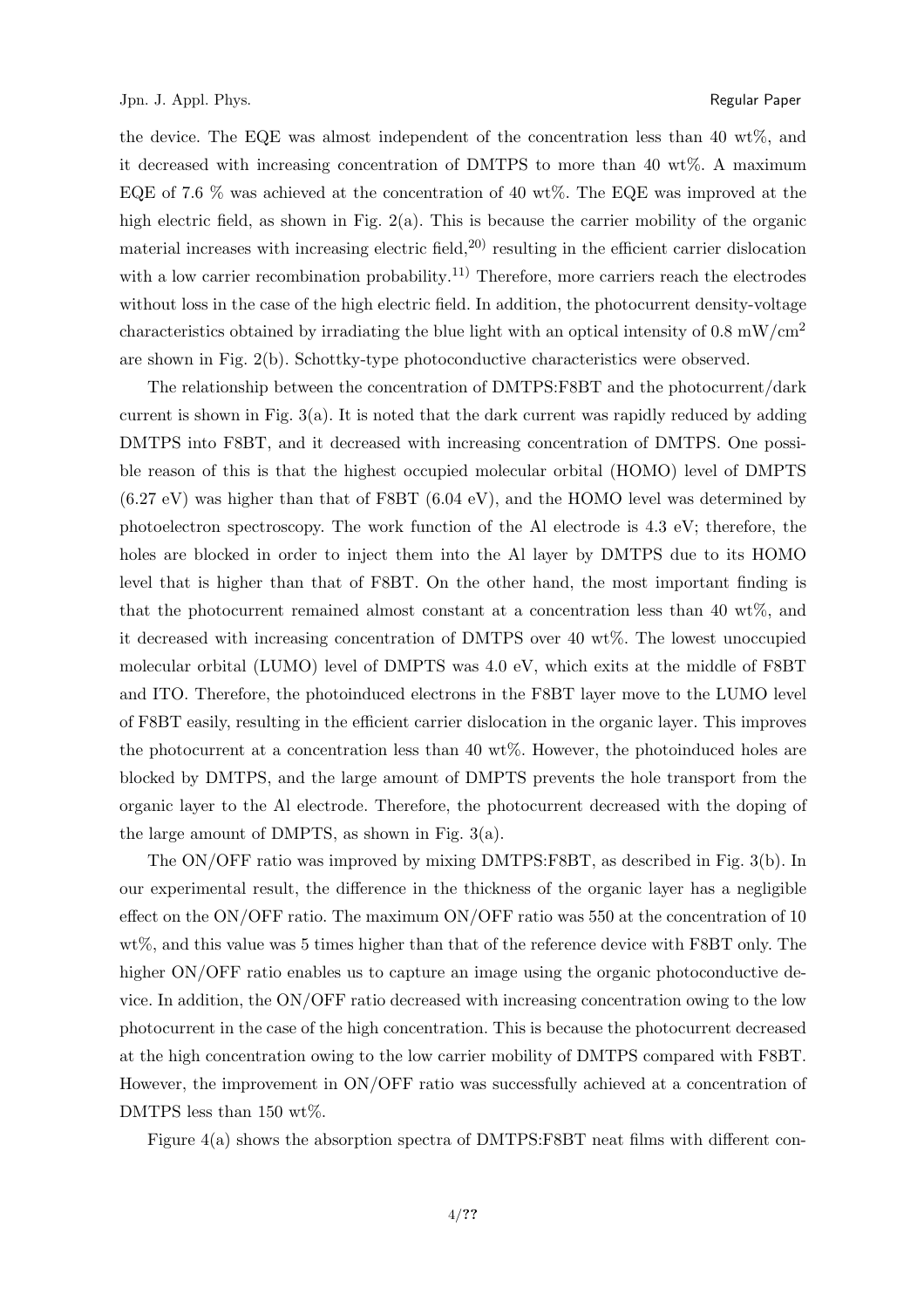the device. The EQE was almost independent of the concentration less than 40 wt%, and it decreased with increasing concentration of DMTPS to more than 40 wt%. A maximum EQE of 7.6 % was achieved at the concentration of 40 wt%. The EQE was improved at the high electric field, as shown in Fig. 2(a). This is because the carrier mobility of the organic material increases with increasing electric field,[20] resulting in the efficient carrier dislocation with a low carrier recombination probability.[11] Therefore, more carriers reach the electrodes without loss in the case of the high electric field. In addition, the photocurrent density-voltage characteristics obtained by irradiating the blue light with an optical intensity of 0.8 mW/cm$^2$ are shown in Fig. 2(b). Schottky-type photoconductive characteristics were observed.

The relationship between the concentration of DMTPS:F8BT and the photocurrent/dark current is shown in Fig. 3(a). It is noted that the dark current was rapidly reduced by adding DMTPS into F8BT, and it decreased with increasing concentration of DMTPS. One possible reason of this is that the highest occupied molecular orbital (HOMO) level of DMPTS (6.27 eV) was higher than that of F8BT (6.04 eV), and the HOMO level was determined by photoelectron spectroscopy. The work function of the Al electrode is 4.3 eV; therefore, the holes are blocked in order to inject them into the Al layer by DMTPS due to its HOMO level that is higher than that of F8BT. On the other hand, the most important finding is that the photocurrent remained almost constant at a concentration less than 40 wt%, and it decreased with increasing concentration of DMTPS over 40 wt%. The lowest unoccupied molecular orbital (LUMO) level of DMPTS was 4.0 eV, which exits at the middle of F8BT and ITO. Therefore, the photoinduced electrons in the F8BT layer move to the LUMO level of F8BT easily, resulting in the efficient carrier dislocation in the organic layer. This improves the photocurrent at a concentration less than 40 wt%. However, the photoinduced holes are blocked by DMTPS, and the large amount of DMPTS prevents the hole transport from the organic layer to the Al electrode. Therefore, the photocurrent decreased with the doping of the large amount of DMPTS, as shown in Fig. 3(a).

The ON/OFF ratio was improved by mixing DMTPS:F8BT, as described in Fig. 3(b). In our experimental result, the difference in the thickness of the organic layer has a negligible effect on the ON/OFF ratio. The maximum ON/OFF ratio was 550 at the concentration of 10 wt%, and this value was 5 times higher than that of the reference device with F8BT only. The higher ON/OFF ratio enables us to capture an image using the organic photoconductive device. In addition, the ON/OFF ratio decreased with increasing concentration owing to the low photocurrent in the case of the high concentration. This is because the photocurrent decreased at the high concentration owing to the low carrier mobility of DMTPS compared with F8BT. However, the improvement in ON/OFF ratio was successfully achieved at a concentration of DMTPS less than 150 wt%.

Figure 4(a) shows the absorption spectra of DMTPS:F8BT neat films with different con-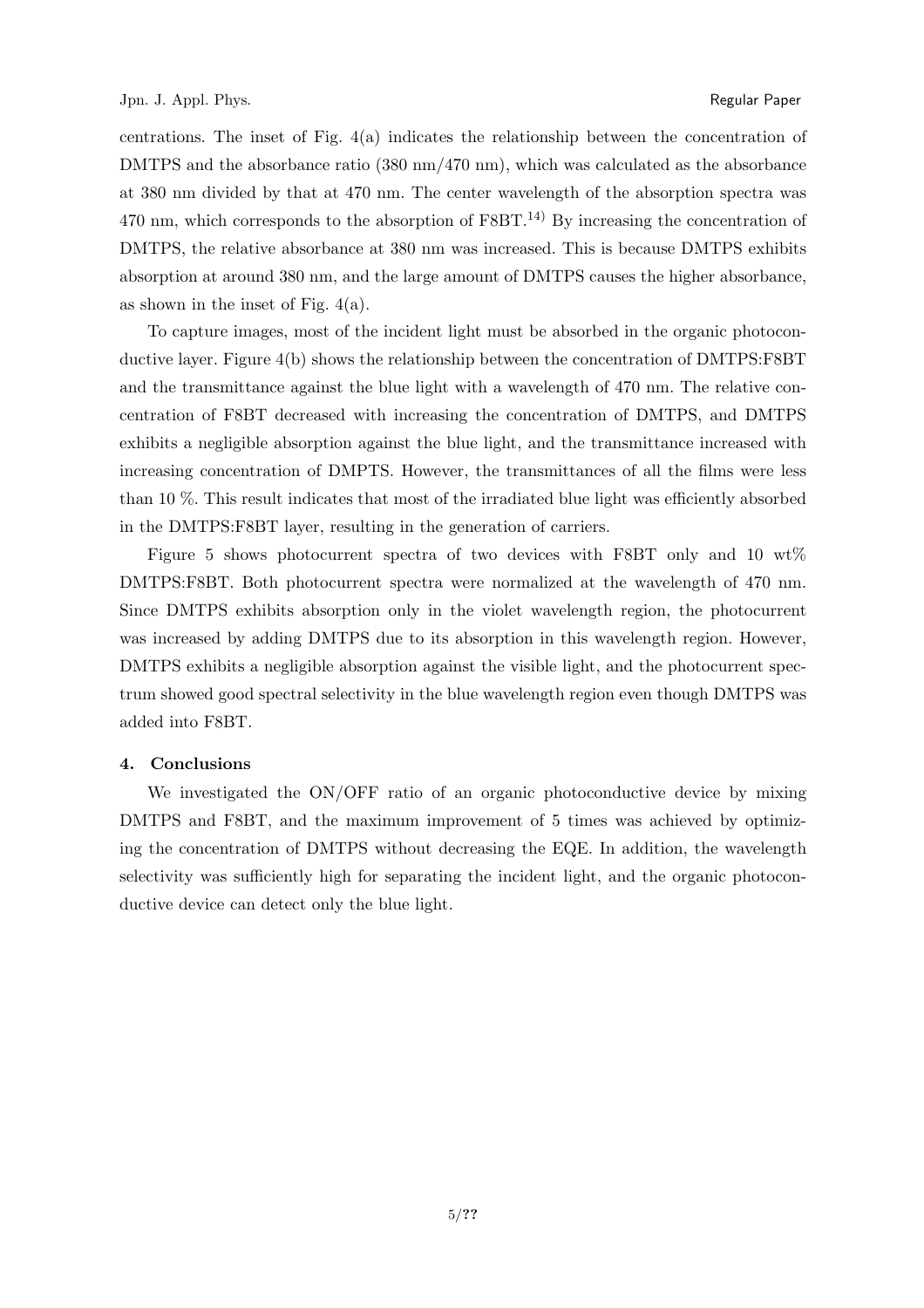centrations. The inset of Fig. 4(a) indicates the relationship between the concentration of DMTPS and the absorbance ratio (380 nm/470 nm), which was calculated as the absorbance at 380 nm divided by that at 470 nm. The center wavelength of the absorption spectra was 470 nm, which corresponds to the absorption of F8BT.[14] By increasing the concentration of DMTPS, the relative absorbance at 380 nm was increased. This is because DMTPS exhibits absorption at around 380 nm, and the large amount of DMTPS causes the higher absorbance, as shown in the inset of Fig. 4(a).

To capture images, most of the incident light must be absorbed in the organic photoconductive layer. Figure 4(b) shows the relationship between the concentration of DMTPS:F8BT and the transmittance against the blue light with a wavelength of 470 nm. The relative concentration of F8BT decreased with increasing the concentration of DMTPS, and DMTPS exhibits a negligible absorption against the blue light, and the transmittance increased with increasing concentration of DMPTS. However, the transmittances of all the films were less than 10 %. This result indicates that most of the irradiated blue light was efficiently absorbed in the DMTPS:F8BT layer, resulting in the generation of carriers.

Figure 5 shows photocurrent spectra of two devices with F8BT only and 10 wt% DMTPS:F8BT. Both photocurrent spectra were normalized at the wavelength of 470 nm. Since DMTPS exhibits absorption only in the violet wavelength region, the photocurrent was increased by adding DMTPS due to its absorption in this wavelength region. However, DMTPS exhibits a negligible absorption against the visible light, and the photocurrent spectrum showed good spectral selectivity in the blue wavelength region even though DMTPS was added into F8BT.

### 4. Conclusions

We investigated the ON/OFF ratio of an organic photoconductive device by mixing DMTPS and F8BT, and the maximum improvement of 5 times was achieved by optimizing the concentration of DMTPS without decreasing the EQE. In addition, the wavelength selectivity was sufficiently high for separating the incident light, and the organic photoconductive device can detect only the blue light.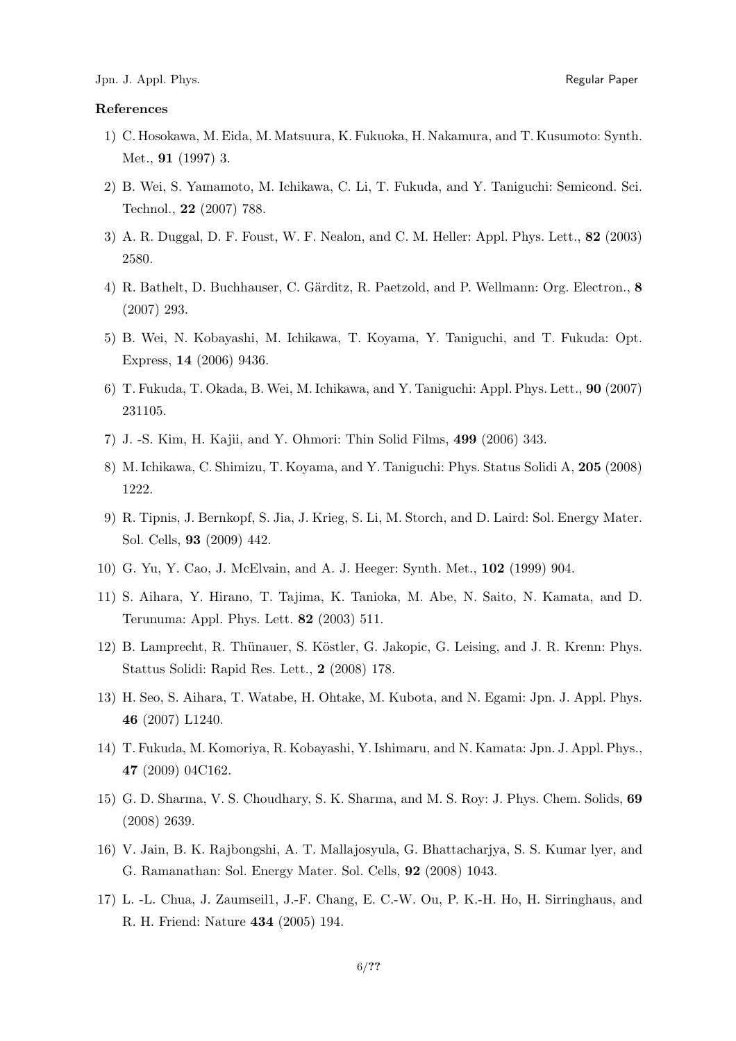**References**

1) C. Hosokawa, M. Eida, M. Matsuura, K. Fukuoka, H. Nakamura, and T. Kusumoto: Synth. Met., **91** (1997) 3.
2) B. Wei, S. Yamamoto, M. Ichikawa, C. Li, T. Fukuda, and Y. Taniguchi: Semicond. Sci. Technol., **22** (2007) 788.
3) A. R. Duggal, D. F. Foust, W. F. Nealon, and C. M. Heller: Appl. Phys. Lett., **82** (2003) 2580.
4) R. Bathelt, D. Buchhauser, C. Gärditz, R. Paetzold, and P. Wellmann: Org. Electron., **8** (2007) 293.
5) B. Wei, N. Kobayashi, M. Ichikawa, T. Koyama, Y. Taniguchi, and T. Fukuda: Opt. Express, **14** (2006) 9436.
6) T. Fukuda, T. Okada, B. Wei, M. Ichikawa, and Y. Taniguchi: Appl. Phys. Lett., **90** (2007) 231105.
7) J. -S. Kim, H. Kajii, and Y. Ohmori: Thin Solid Films, **499** (2006) 343.
8) M. Ichikawa, C. Shimizu, T. Koyama, and Y. Taniguchi: Phys. Status Solidi A, **205** (2008) 1222.
9) R. Tipnis, J. Bernkopf, S. Jia, J. Krieg, S. Li, M. Storch, and D. Laird: Sol. Energy Mater. Sol. Cells, **93** (2009) 442.
10) G. Yu, Y. Cao, J. McElvain, and A. J. Heeger: Synth. Met., **102** (1999) 904.
11) S. Aihara, Y. Hirano, T. Tajima, K. Tanioka, M. Abe, N. Saito, N. Kamata, and D. Terunuma: Appl. Phys. Lett. **82** (2003) 511.
12) B. Lamprecht, R. Thünauer, S. Köstler, G. Jakopic, G. Leising, and J. R. Krenn: Phys. Stattus Solidi: Rapid Res. Lett., **2** (2008) 178.
13) H. Seo, S. Aihara, T. Watabe, H. Ohtake, M. Kubota, and N. Egami: Jpn. J. Appl. Phys. **46** (2007) L1240.
14) T. Fukuda, M. Komoriya, R. Kobayashi, Y. Ishimaru, and N. Kamata: Jpn. J. Appl. Phys., **47** (2009) 04C162.
15) G. D. Sharma, V. S. Choudhary, S. K. Sharma, and M. S. Roy: J. Phys. Chem. Solids, **69** (2008) 2639.
16) V. Jain, B. K. Rajbongshi, A. T. Mallajosyula, G. Bhattacharjya, S. S. Kumar lyer, and G. Ramanathan: Sol. Energy Mater. Sol. Cells, **92** (2008) 1043.
17) L. -L. Chua, J. Zaumseil1, J.-F. Chang, E. C.-W. Ou, P. K.-H. Ho, H. Sirringhaus, and R. H. Friend: Nature **434** (2005) 194.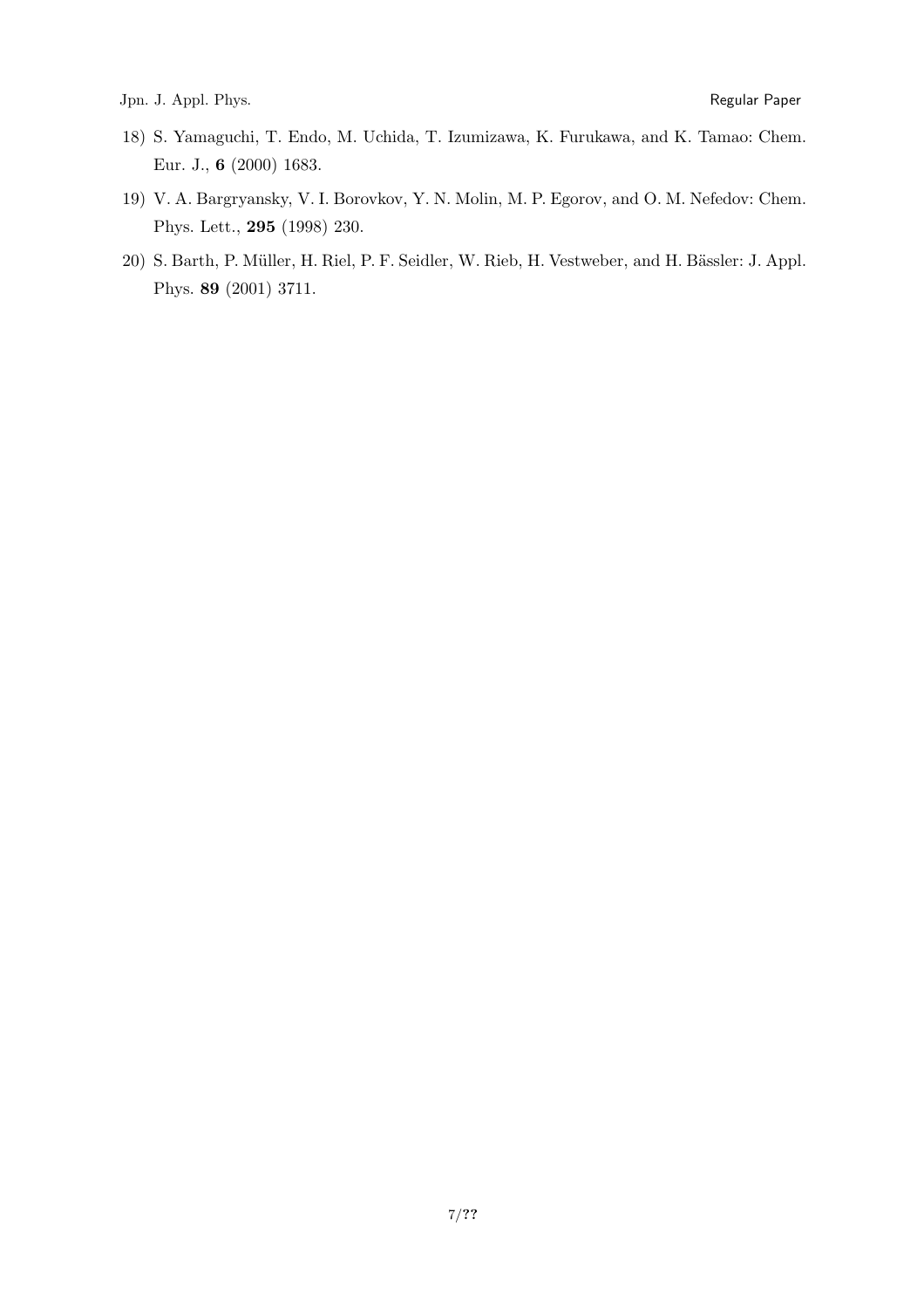18) S. Yamaguchi, T. Endo, M. Uchida, T. Izumizawa, K. Furukawa, and K. Tamao: Chem. Eur. J., **6** (2000) 1683.

19) V. A. Bargryansky, V. I. Borovkov, Y. N. Molin, M. P. Egorov, and O. M. Nefedov: Chem. Phys. Lett., **295** (1998) 230.

20) S. Barth, P. Müller, H. Riel, P. F. Seidler, W. Rieb, H. Vestweber, and H. Bässler: J. Appl. Phys. **89** (2001) 3711.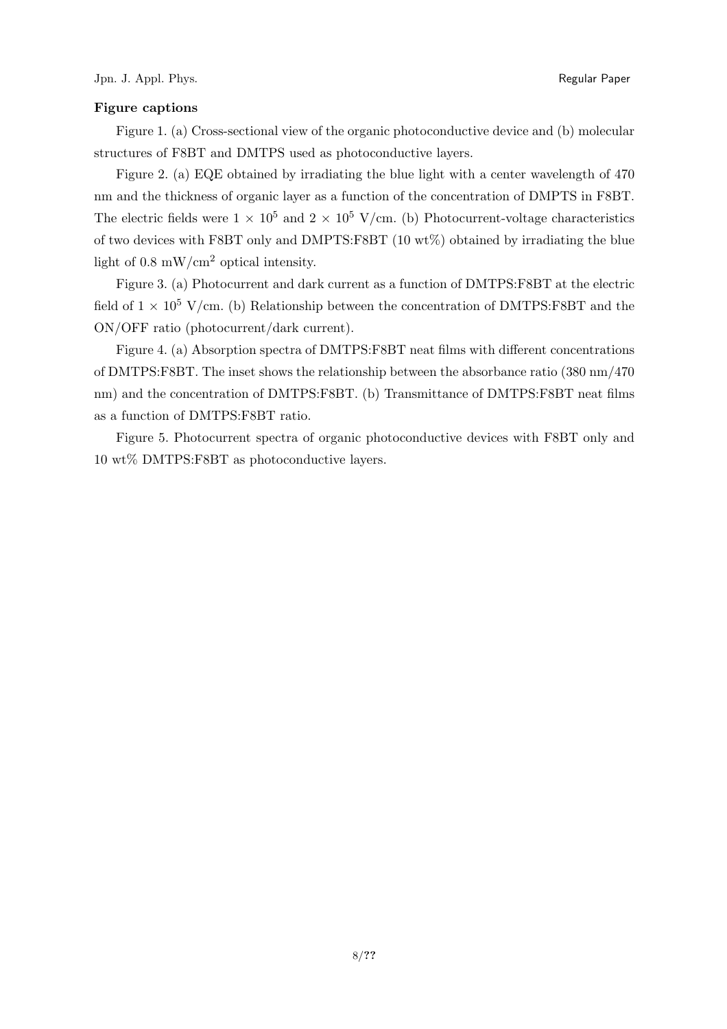**Figure captions**

Figure 1. (a) Cross-sectional view of the organic photoconductive device and (b) molecular structures of F8BT and DMTPS used as photoconductive layers.

Figure 2. (a) EQE obtained by irradiating the blue light with a center wavelength of 470 nm and the thickness of organic layer as a function of the concentration of DMPTS in F8BT. The electric fields were $1 \times 10^5$ and $2 \times 10^5$ V/cm. (b) Photocurrent-voltage characteristics of two devices with F8BT only and DMPTS:F8BT (10 wt%) obtained by irradiating the blue light of 0.8 mW/cm$^2$ optical intensity.

Figure 3. (a) Photocurrent and dark current as a function of DMTPS:F8BT at the electric field of $1 \times 10^5$ V/cm. (b) Relationship between the concentration of DMTPS:F8BT and the ON/OFF ratio (photocurrent/dark current).

Figure 4. (a) Absorption spectra of DMTPS:F8BT neat films with different concentrations of DMTPS:F8BT. The inset shows the relationship between the absorbance ratio (380 nm/470 nm) and the concentration of DMTPS:F8BT. (b) Transmittance of DMTPS:F8BT neat films as a function of DMTPS:F8BT ratio.

Figure 5. Photocurrent spectra of organic photoconductive devices with F8BT only and 10 wt% DMTPS:F8BT as photoconductive layers.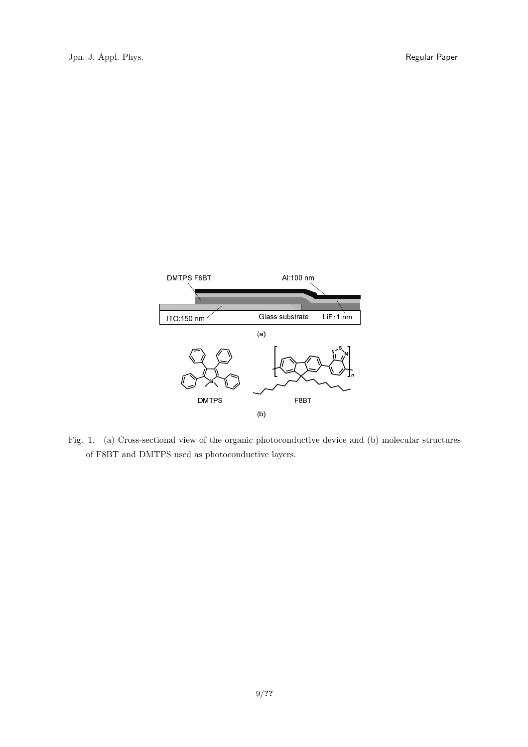Fig. 1. (a) Cross-sectional view of the organic photoconductive device and (b) molecular structures of F8BT and DMTPS used as photoconductive layers.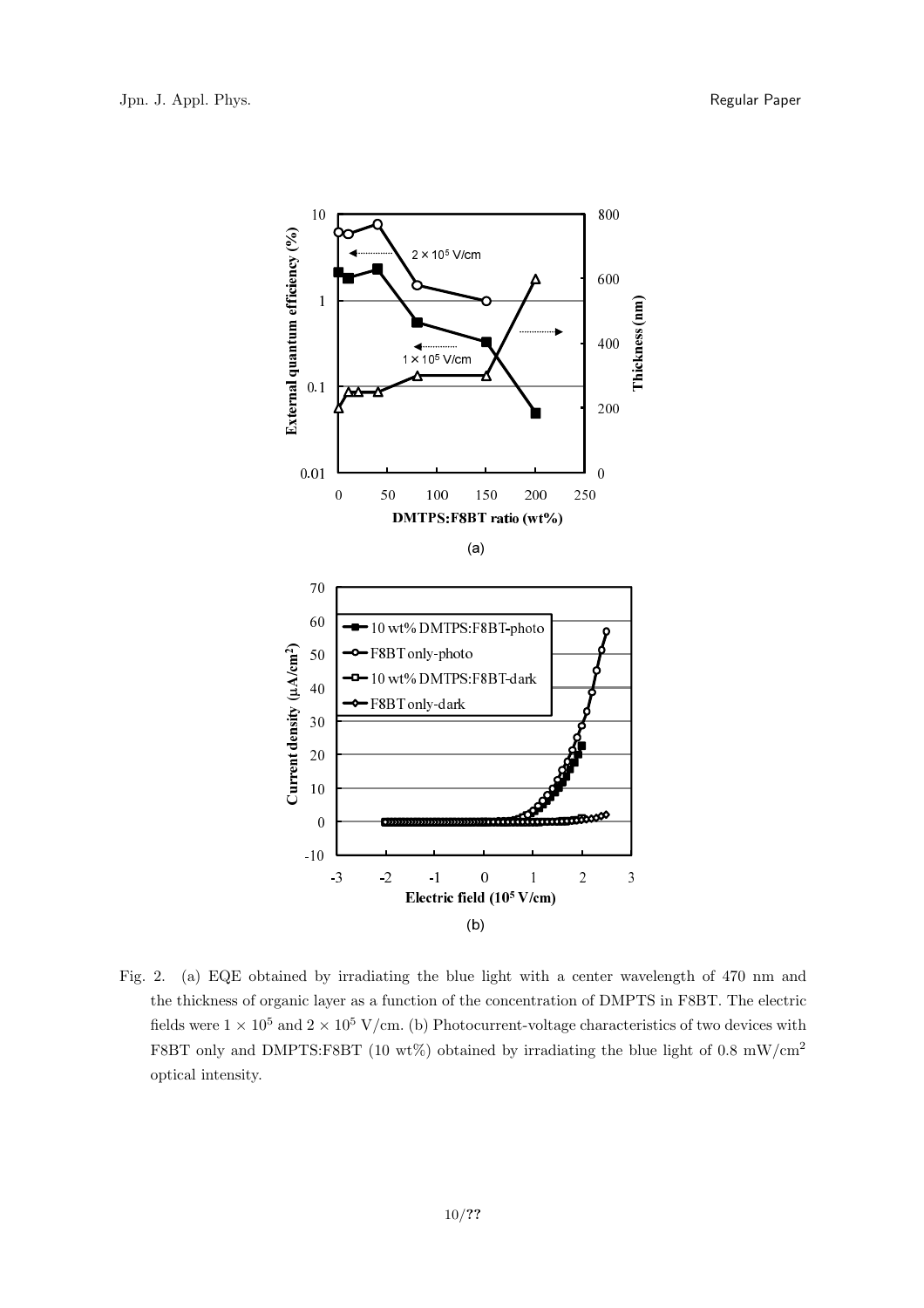Fig. 2. (a) EQE obtained by irradiating the blue light with a center wavelength of 470 nm and the thickness of organic layer as a function of the concentration of DMPTS in F8BT. The electric fields were $1 \times 10^5$ and $2 \times 10^5$ V/cm. (b) Photocurrent-voltage characteristics of two devices with F8BT only and DMPTS:F8BT (10 wt%) obtained by irradiating the blue light of 0.8 mW/cm$^2$ optical intensity.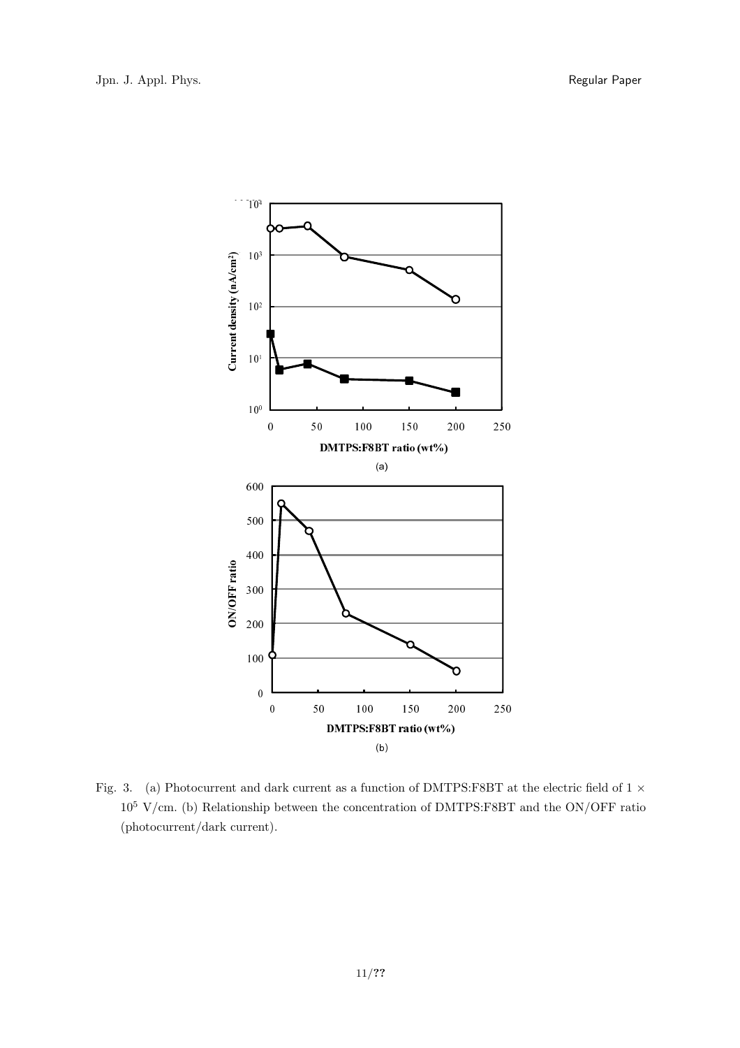Fig. 3. (a) Photocurrent and dark current as a function of DMTPS:F8BT at the electric field of $1 \times 10^5$ V/cm. (b) Relationship between the concentration of DMTPS:F8BT and the ON/OFF ratio (photocurrent/dark current).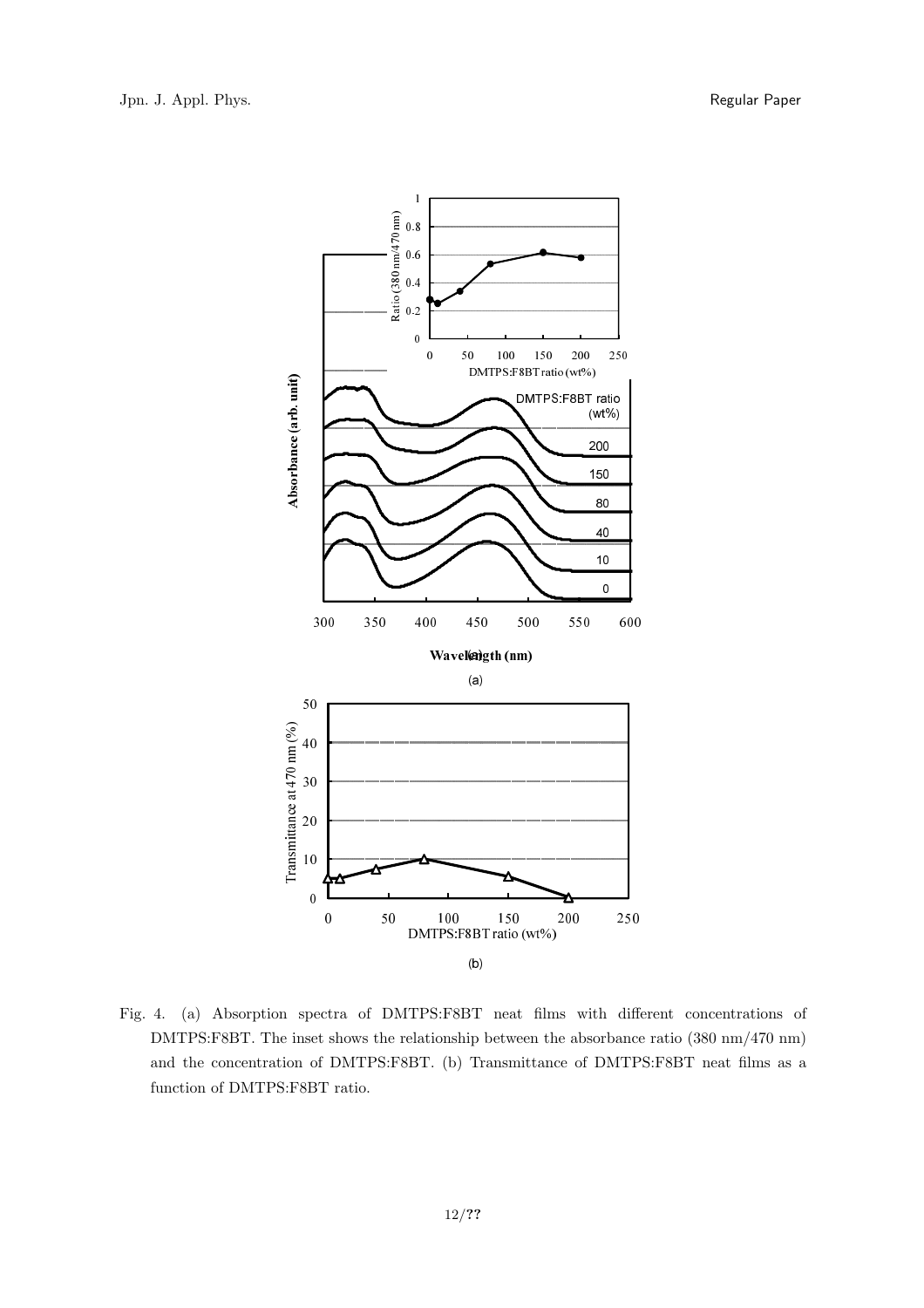Fig. 4. (a) Absorption spectra of DMTPS:F8BT neat films with different concentrations of DMTPS:F8BT. The inset shows the relationship between the absorbance ratio (380 nm/470 nm) and the concentration of DMTPS:F8BT. (b) Transmittance of DMTPS:F8BT neat films as a function of DMTPS:F8BT ratio.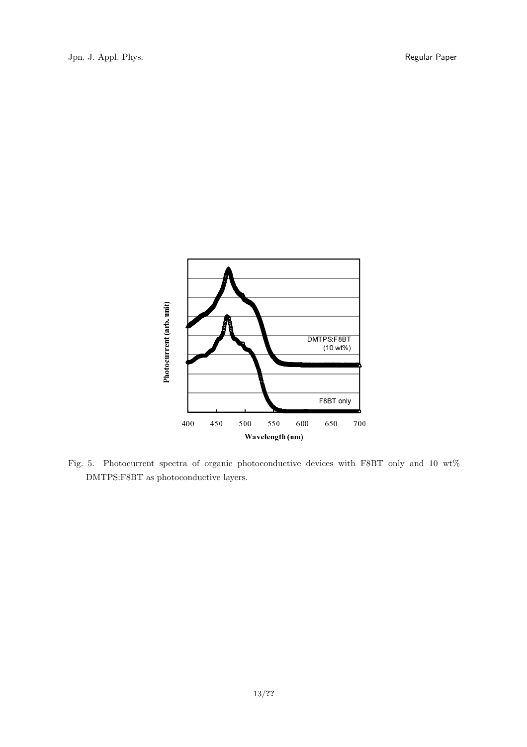Photocurrent (arb. unit)

DMTPS:F8BT
(10 wt%)

F8BT only

400 450 500 550 600 650 700

Wavelength (nm)

Fig. 5. Photocurrent spectra of organic photoconductive devices with F8BT only and 10 wt% DMTPS:F8BT as photoconductive layers.